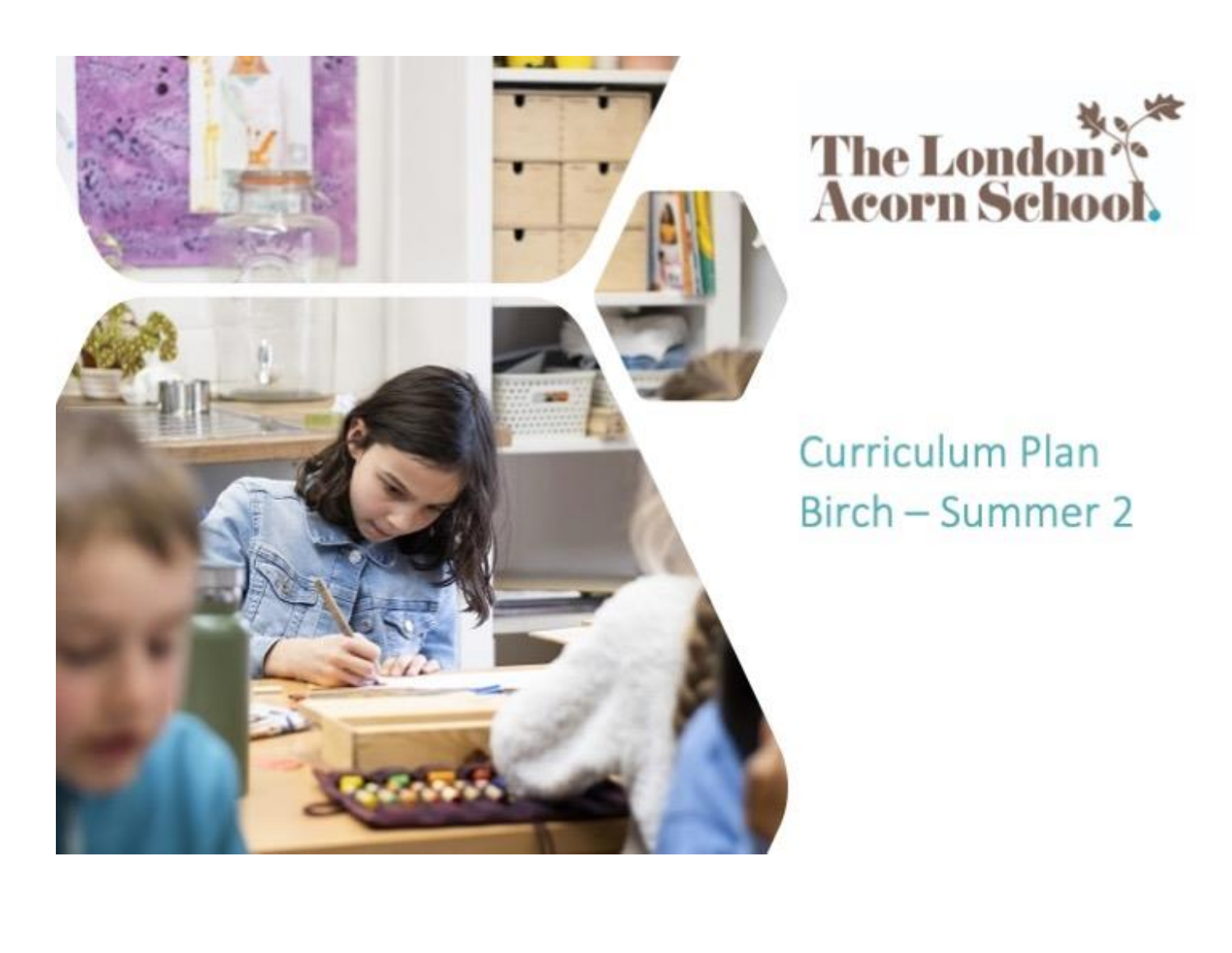The London Acorn School

Curriculum Plan
Birch – Summer 2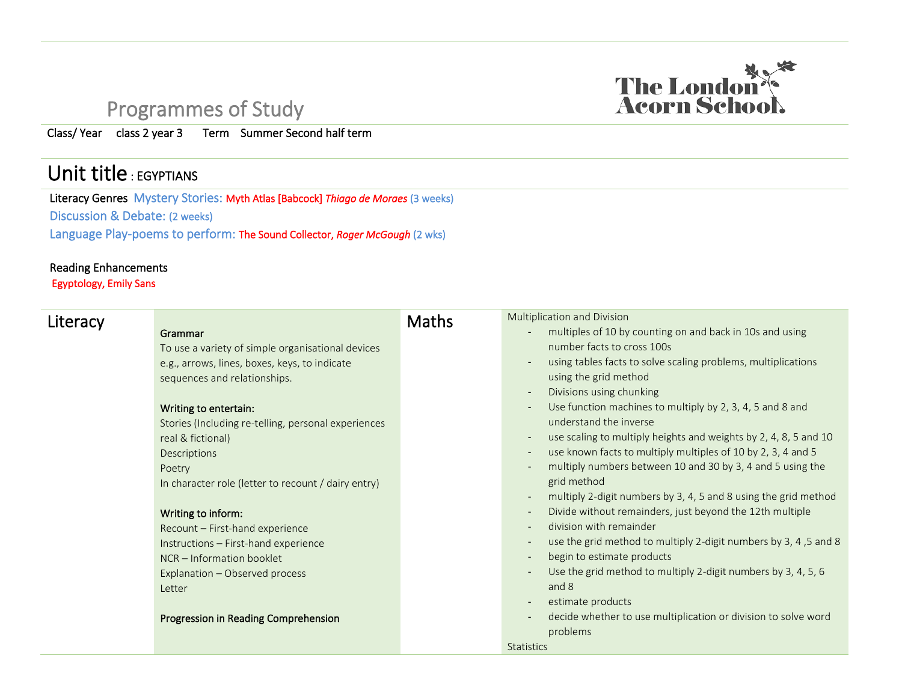# Programmes of Study

The London Acorn School

Class/ Year class 2 year 3 Term Summer Second half term

## Unit title : EGYPTIANS

Literacy Genres Mystery Stories: Myth Atlas [Babcock] *Thiago de Moraes* (3 weeks)

Discussion & Debate: (2 weeks)

Language Play-poems to perform: The Sound Collector, *Roger McGough* (2 wks)

Reading Enhancements

Egyptology, Emily Sans

| Literacy | | Maths | |
|---|---|---|---|
| | **Grammar**<br>To use a variety of simple organisational devices e.g., arrows, lines, boxes, keys, to indicate sequences and relationships.<br><br>**Writing to entertain:**<br>Stories (Including re-telling, personal experiences real & fictional)<br>Descriptions<br>Poetry<br>In character role (letter to recount / dairy entry)<br><br>**Writing to inform:**<br>Recount – First-hand experience<br>Instructions – First-hand experience<br>NCR – Information booklet<br>Explanation – Observed process<br>Letter<br><br>**Progression in Reading Comprehension** | | Multiplication and Division<br>- multiples of 10 by counting on and back in 10s and using number facts to cross 100s<br>- using tables facts to solve scaling problems, multiplications using the grid method<br>- Divisions using chunking<br>- Use function machines to multiply by 2, 3, 4, 5 and 8 and understand the inverse<br>- use scaling to multiply heights and weights by 2, 4, 8, 5 and 10<br>- use known facts to multiply multiples of 10 by 2, 3, 4 and 5<br>- multiply numbers between 10 and 30 by 3, 4 and 5 using the grid method<br>- multiply 2-digit numbers by 3, 4, 5 and 8 using the grid method<br>- Divide without remainders, just beyond the 12th multiple<br>- division with remainder<br>- use the grid method to multiply 2-digit numbers by 3, 4 ,5 and 8<br>- begin to estimate products<br>- Use the grid method to multiply 2-digit numbers by 3, 4, 5, 6 and 8<br>- estimate products<br>- decide whether to use multiplication or division to solve word problems<br><br>Statistics |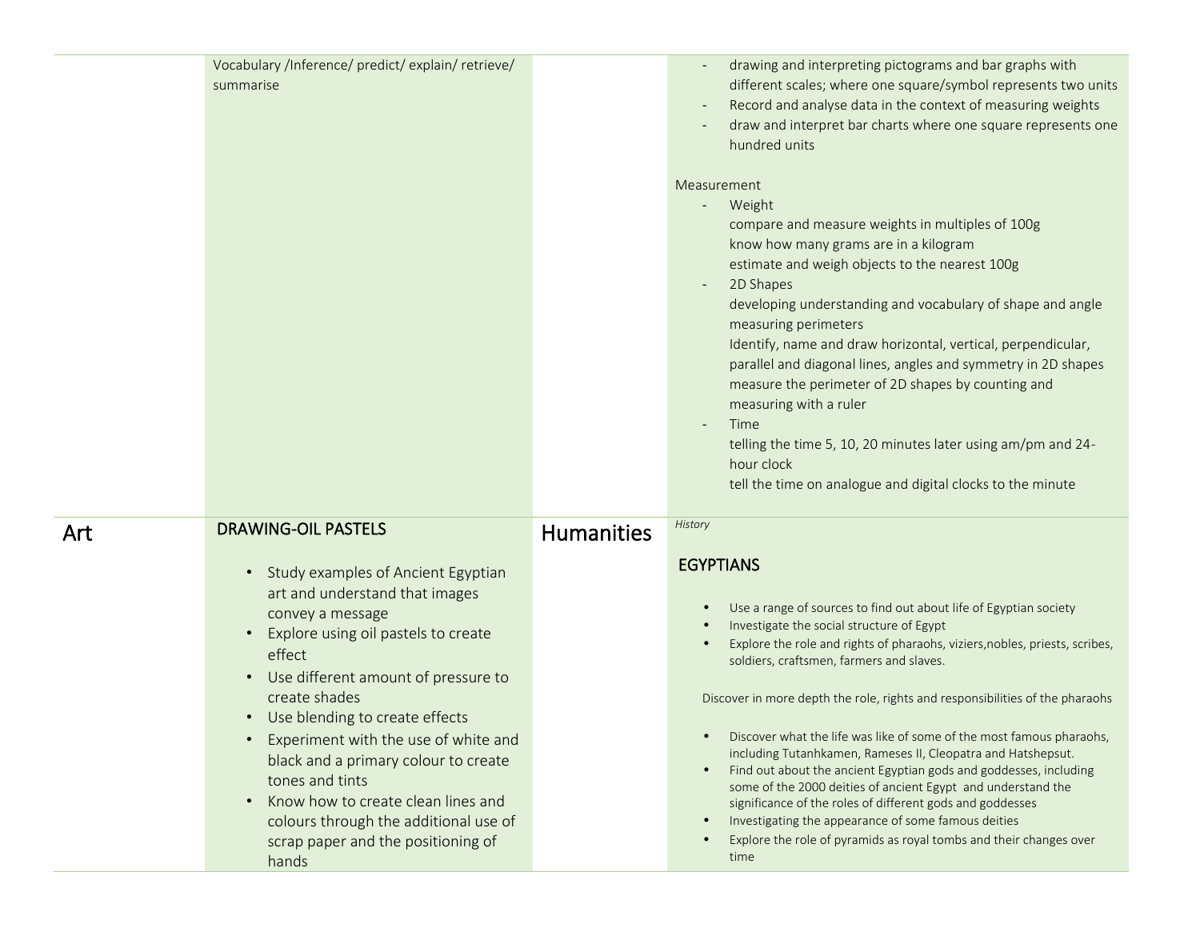| | | | |
|---|---|---|---|
| | Vocabulary /Inference/ predict/ explain/ retrieve/ summarise | | - drawing and interpreting pictograms and bar graphs with different scales; where one square/symbol represents two units<br>- Record and analyse data in the context of measuring weights<br>- draw and interpret bar charts where one square represents one hundred units<br><br>Measurement<br>- Weight<br>compare and measure weights in multiples of 100g<br>know how many grams are in a kilogram<br>estimate and weigh objects to the nearest 100g<br>- 2D Shapes<br>developing understanding and vocabulary of shape and angle<br>measuring perimeters<br>Identify, name and draw horizontal, vertical, perpendicular, parallel and diagonal lines, angles and symmetry in 2D shapes<br>measure the perimeter of 2D shapes by counting and measuring with a ruler<br>- Time<br>telling the time 5, 10, 20 minutes later using am/pm and 24-hour clock<br>tell the time on analogue and digital clocks to the minute |
| Art | DRAWING-OIL PASTELS<br><br>• Study examples of Ancient Egyptian art and understand that images convey a message<br>• Explore using oil pastels to create effect<br>• Use different amount of pressure to create shades<br>• Use blending to create effects<br>• Experiment with the use of white and black and a primary colour to create tones and tints<br>• Know how to create clean lines and colours through the additional use of scrap paper and the positioning of hands | Humanities | *History*<br><br>EGYPTIANS<br><br>• Use a range of sources to find out about life of Egyptian society<br>• Investigate the social structure of Egypt<br>• Explore the role and rights of pharaohs, viziers,nobles, priests, scribes, soldiers, craftsmen, farmers and slaves.<br><br>Discover in more depth the role, rights and responsibilities of the pharaohs<br><br>• Discover what the life was like of some of the most famous pharaohs, including Tutanhkamen, Rameses II, Cleopatra and Hatshepsut.<br>• Find out about the ancient Egyptian gods and goddesses, including some of the 2000 deities of ancient Egypt and understand the significance of the roles of different gods and goddesses<br>• Investigating the appearance of some famous deities<br>• Explore the role of pyramids as royal tombs and their changes over time |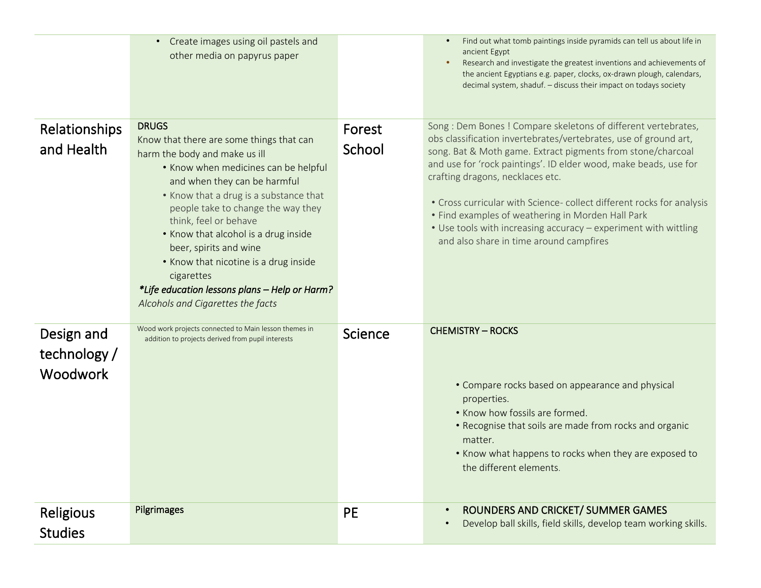| | | | |
|---|---|---|---|
| | • Create images using oil pastels and other media on papyrus paper | | • Find out what tomb paintings inside pyramids can tell us about life in ancient Egypt<br>• Research and investigate the greatest inventions and achievements of the ancient Egyptians e.g. paper, clocks, ox-drawn plough, calendars, decimal system, shaduf. – discuss their impact on todays society |
| Relationships and Health | DRUGS<br>Know that there are some things that can harm the body and make us ill<br>• Know when medicines can be helpful and when they can be harmful<br>• Know that a drug is a substance that people take to change the way they think, feel or behave<br>• Know that alcohol is a drug inside beer, spirits and wine<br>• Know that nicotine is a drug inside cigarettes<br>***Life education lessons plans – Help or Harm?***<br>*Alcohols and Cigarettes the facts* | Forest School | Song : Dem Bones ! Compare skeletons of different vertebrates, obs classification invertebrates/vertebrates, use of ground art, song. Bat & Moth game. Extract pigments from stone/charcoal and use for 'rock paintings'. ID elder wood, make beads, use for crafting dragons, necklaces etc.<br><br>• Cross curricular with Science- collect different rocks for analysis<br>• Find examples of weathering in Morden Hall Park<br>• Use tools with increasing accuracy – experiment with wittling and also share in time around campfires |
| Design and technology / Woodwork | Wood work projects connected to Main lesson themes in addition to projects derived from pupil interests | Science | CHEMISTRY – ROCKS<br><br>• Compare rocks based on appearance and physical properties.<br>• Know how fossils are formed.<br>• Recognise that soils are made from rocks and organic matter.<br>• Know what happens to rocks when they are exposed to the different elements. |
| Religious Studies | Pilgrimages | PE | • ROUNDERS AND CRICKET/ SUMMER GAMES<br>• Develop ball skills, field skills, develop team working skills. |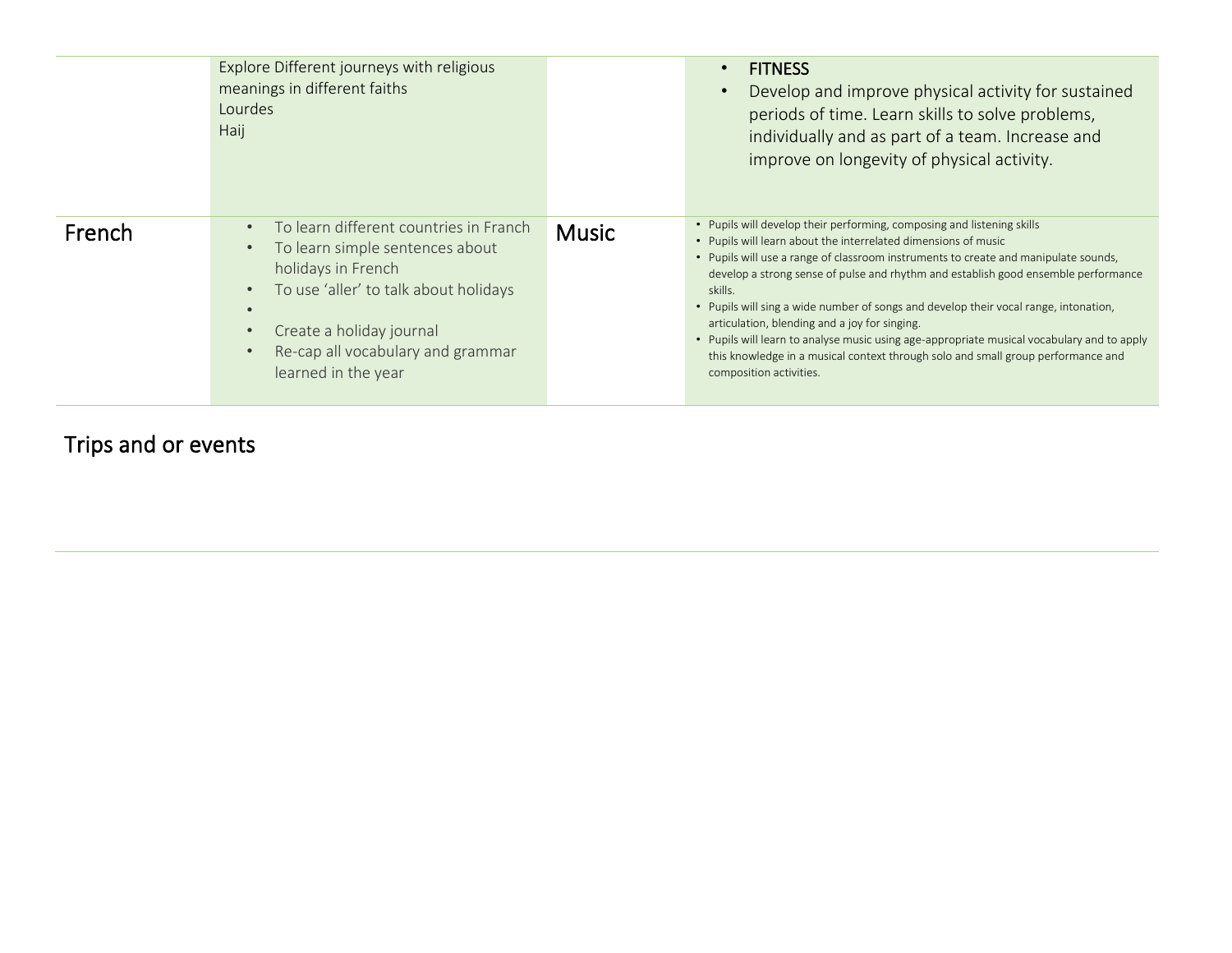| | | | |
|---|---|---|---|
| | Explore Different journeys with religious meanings in different faiths<br>Lourdes<br>Haij | | • FITNESS<br>• Develop and improve physical activity for sustained periods of time. Learn skills to solve problems, individually and as part of a team. Increase and improve on longevity of physical activity. |
| French | • To learn different countries in Franch<br>• To learn simple sentences about holidays in French<br>• To use 'aller' to talk about holidays<br>•<br>• Create a holiday journal<br>• Re-cap all vocabulary and grammar learned in the year | Music | • Pupils will develop their performing, composing and listening skills<br>• Pupils will learn about the interrelated dimensions of music<br>• Pupils will use a range of classroom instruments to create and manipulate sounds, develop a strong sense of pulse and rhythm and establish good ensemble performance skills.<br>• Pupils will sing a wide number of songs and develop their vocal range, intonation, articulation, blending and a joy for singing.<br>• Pupils will learn to analyse music using age-appropriate musical vocabulary and to apply this knowledge in a musical context through solo and small group performance and composition activities. |

## Trips and or events